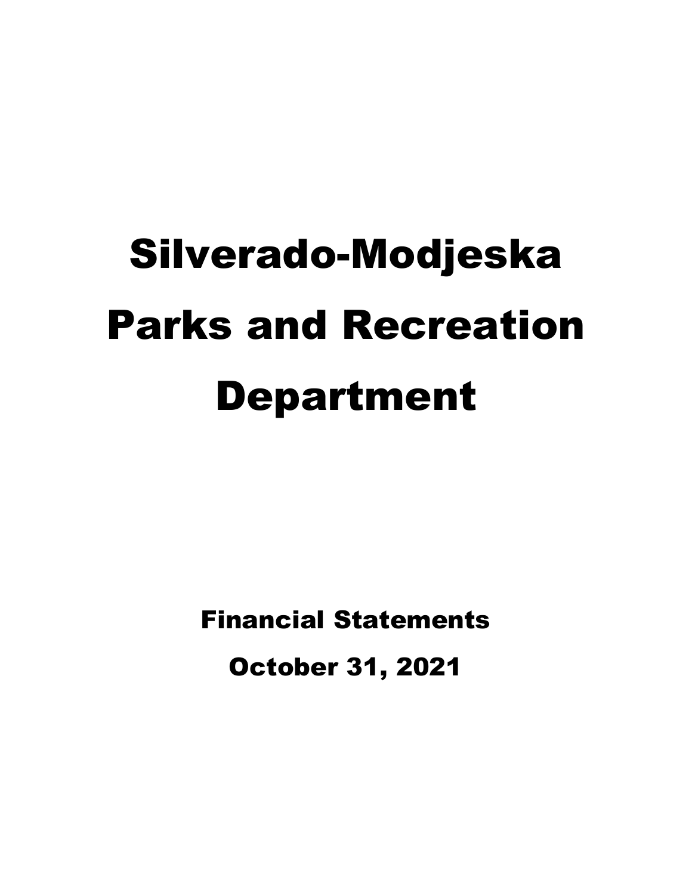# Silverado-Modjeska Parks and Recreation Department

## Financial Statements

## October 31, 2021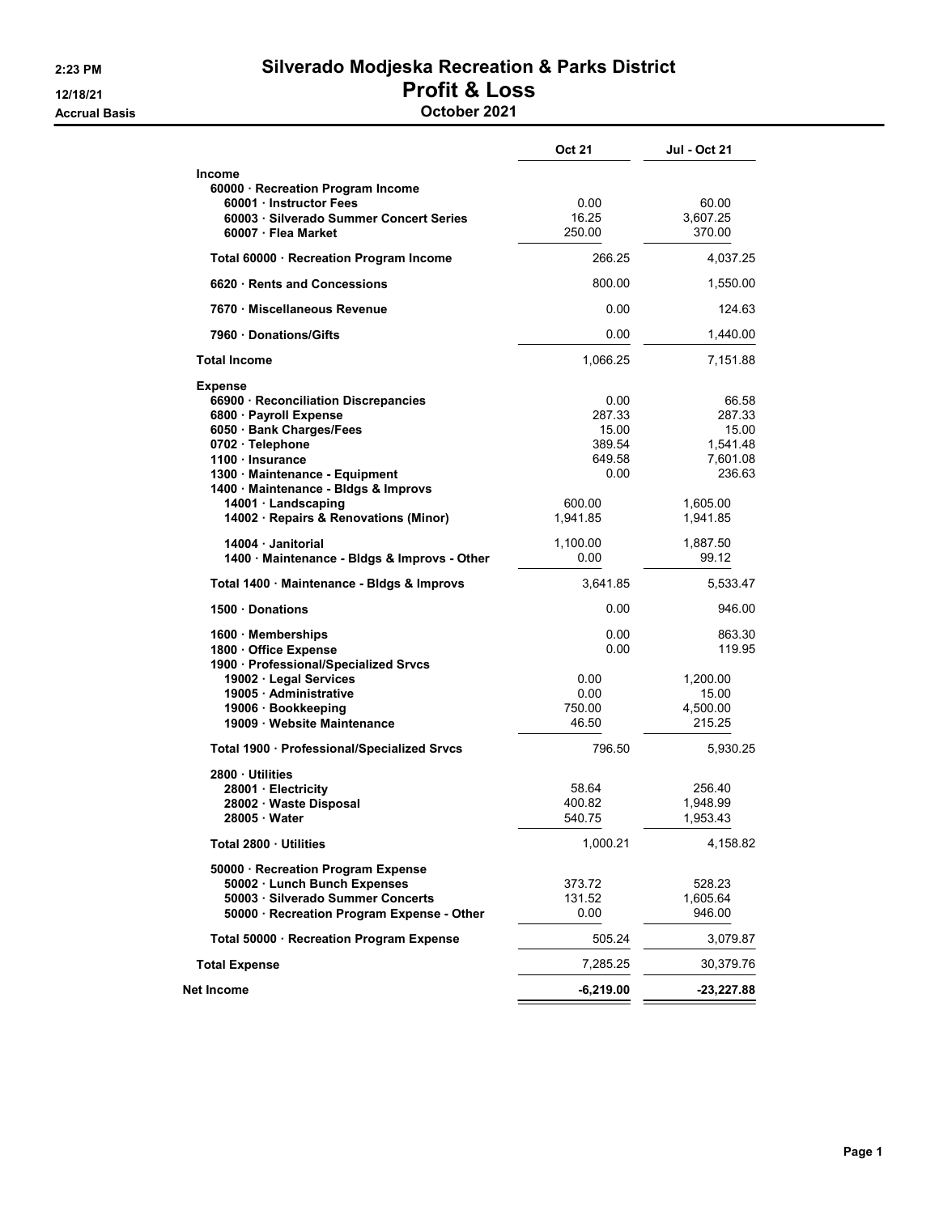# Silverado Modjeska Recreation & Parks District

## Profit & Loss

### October 2021

2:23 PM
12/18/21
Accrual Basis

| | Oct 21 | Jul - Oct 21 |
|---|---|---|
| **Income** | | |
| 60000 · Recreation Program Income | | |
| 60001 · Instructor Fees | 0.00 | 60.00 |
| 60003 · Silverado Summer Concert Series | 16.25 | 3,607.25 |
| 60007 · Flea Market | 250.00 | 370.00 |
| Total 60000 · Recreation Program Income | 266.25 | 4,037.25 |
| 6620 · Rents and Concessions | 800.00 | 1,550.00 |
| 7670 · Miscellaneous Revenue | 0.00 | 124.63 |
| 7960 · Donations/Gifts | 0.00 | 1,440.00 |
| **Total Income** | 1,066.25 | 7,151.88 |
| **Expense** | | |
| 66900 · Reconciliation Discrepancies | 0.00 | 66.58 |
| 6800 · Payroll Expense | 287.33 | 287.33 |
| 6050 · Bank Charges/Fees | 15.00 | 15.00 |
| 0702 · Telephone | 389.54 | 1,541.48 |
| 1100 · Insurance | 649.58 | 7,601.08 |
| 1300 · Maintenance - Equipment | 0.00 | 236.63 |
| 1400 · Maintenance - Bldgs & Improvs | | |
| 14001 · Landscaping | 600.00 | 1,605.00 |
| 14002 · Repairs & Renovations (Minor) | 1,941.85 | 1,941.85 |
| 14004 · Janitorial | 1,100.00 | 1,887.50 |
| 1400 · Maintenance - Bldgs & Improvs - Other | 0.00 | 99.12 |
| Total 1400 · Maintenance - Bldgs & Improvs | 3,641.85 | 5,533.47 |
| 1500 · Donations | 0.00 | 946.00 |
| 1600 · Memberships | 0.00 | 863.30 |
| 1800 · Office Expense | 0.00 | 119.95 |
| 1900 · Professional/Specialized Srvcs | | |
| 19002 · Legal Services | 0.00 | 1,200.00 |
| 19005 · Administrative | 0.00 | 15.00 |
| 19006 · Bookkeeping | 750.00 | 4,500.00 |
| 19009 · Website Maintenance | 46.50 | 215.25 |
| Total 1900 · Professional/Specialized Srvcs | 796.50 | 5,930.25 |
| 2800 · Utilities | | |
| 28001 · Electricity | 58.64 | 256.40 |
| 28002 · Waste Disposal | 400.82 | 1,948.99 |
| 28005 · Water | 540.75 | 1,953.43 |
| Total 2800 · Utilities | 1,000.21 | 4,158.82 |
| 50000 · Recreation Program Expense | | |
| 50002 · Lunch Bunch Expenses | 373.72 | 528.23 |
| 50003 · Silverado Summer Concerts | 131.52 | 1,605.64 |
| 50000 · Recreation Program Expense - Other | 0.00 | 946.00 |
| Total 50000 · Recreation Program Expense | 505.24 | 3,079.87 |
| **Total Expense** | 7,285.25 | 30,379.76 |
| **Net Income** | **-6,219.00** | **-23,227.88** |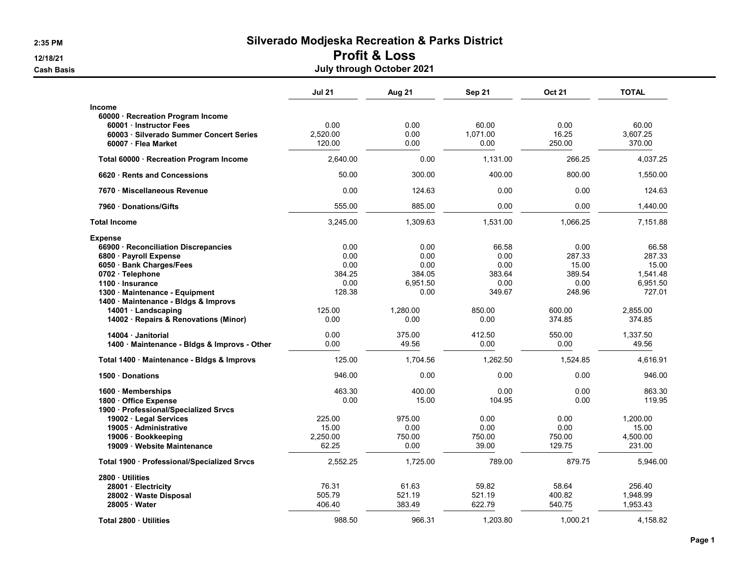# Silverado Modjeska Recreation & Parks District

## Profit & Loss

### July through October 2021

2:35 PM
12/18/21
Cash Basis

| | Jul 21 | Aug 21 | Sep 21 | Oct 21 | TOTAL |
|---|---|---|---|---|---|
| **Income** | | | | | |
| **60000 · Recreation Program Income** | | | | | |
| **60001 · Instructor Fees** | 0.00 | 0.00 | 60.00 | 0.00 | 60.00 |
| **60003 · Silverado Summer Concert Series** | 2,520.00 | 0.00 | 1,071.00 | 16.25 | 3,607.25 |
| **60007 · Flea Market** | 120.00 | 0.00 | 0.00 | 250.00 | 370.00 |
| **Total 60000 · Recreation Program Income** | 2,640.00 | 0.00 | 1,131.00 | 266.25 | 4,037.25 |
| **6620 · Rents and Concessions** | 50.00 | 300.00 | 400.00 | 800.00 | 1,550.00 |
| **7670 · Miscellaneous Revenue** | 0.00 | 124.63 | 0.00 | 0.00 | 124.63 |
| **7960 · Donations/Gifts** | 555.00 | 885.00 | 0.00 | 0.00 | 1,440.00 |
| **Total Income** | 3,245.00 | 1,309.63 | 1,531.00 | 1,066.25 | 7,151.88 |
| **Expense** | | | | | |
| **66900 · Reconciliation Discrepancies** | 0.00 | 0.00 | 66.58 | 0.00 | 66.58 |
| **6800 · Payroll Expense** | 0.00 | 0.00 | 0.00 | 287.33 | 287.33 |
| **6050 · Bank Charges/Fees** | 0.00 | 0.00 | 0.00 | 15.00 | 15.00 |
| **0702 · Telephone** | 384.25 | 384.05 | 383.64 | 389.54 | 1,541.48 |
| **1100 · Insurance** | 0.00 | 6,951.50 | 0.00 | 0.00 | 6,951.50 |
| **1300 · Maintenance - Equipment** | 128.38 | 0.00 | 349.67 | 248.96 | 727.01 |
| **1400 · Maintenance - Bldgs & Improvs** | | | | | |
| **14001 · Landscaping** | 125.00 | 1,280.00 | 850.00 | 600.00 | 2,855.00 |
| **14002 · Repairs & Renovations (Minor)** | 0.00 | 0.00 | 0.00 | 374.85 | 374.85 |
| **14004 · Janitorial** | 0.00 | 375.00 | 412.50 | 550.00 | 1,337.50 |
| **1400 · Maintenance - Bldgs & Improvs - Other** | 0.00 | 49.56 | 0.00 | 0.00 | 49.56 |
| **Total 1400 · Maintenance - Bldgs & Improvs** | 125.00 | 1,704.56 | 1,262.50 | 1,524.85 | 4,616.91 |
| **1500 · Donations** | 946.00 | 0.00 | 0.00 | 0.00 | 946.00 |
| **1600 · Memberships** | 463.30 | 400.00 | 0.00 | 0.00 | 863.30 |
| **1800 · Office Expense** | 0.00 | 15.00 | 104.95 | 0.00 | 119.95 |
| **1900 · Professional/Specialized Srvcs** | | | | | |
| **19002 · Legal Services** | 225.00 | 975.00 | 0.00 | 0.00 | 1,200.00 |
| **19005 · Administrative** | 15.00 | 0.00 | 0.00 | 0.00 | 15.00 |
| **19006 · Bookkeeping** | 2,250.00 | 750.00 | 750.00 | 750.00 | 4,500.00 |
| **19009 · Website Maintenance** | 62.25 | 0.00 | 39.00 | 129.75 | 231.00 |
| **Total 1900 · Professional/Specialized Srvcs** | 2,552.25 | 1,725.00 | 789.00 | 879.75 | 5,946.00 |
| **2800 · Utilities** | | | | | |
| **28001 · Electricity** | 76.31 | 61.63 | 59.82 | 58.64 | 256.40 |
| **28002 · Waste Disposal** | 505.79 | 521.19 | 521.19 | 400.82 | 1,948.99 |
| **28005 · Water** | 406.40 | 383.49 | 622.79 | 540.75 | 1,953.43 |
| **Total 2800 · Utilities** | 988.50 | 966.31 | 1,203.80 | 1,000.21 | 4,158.82 |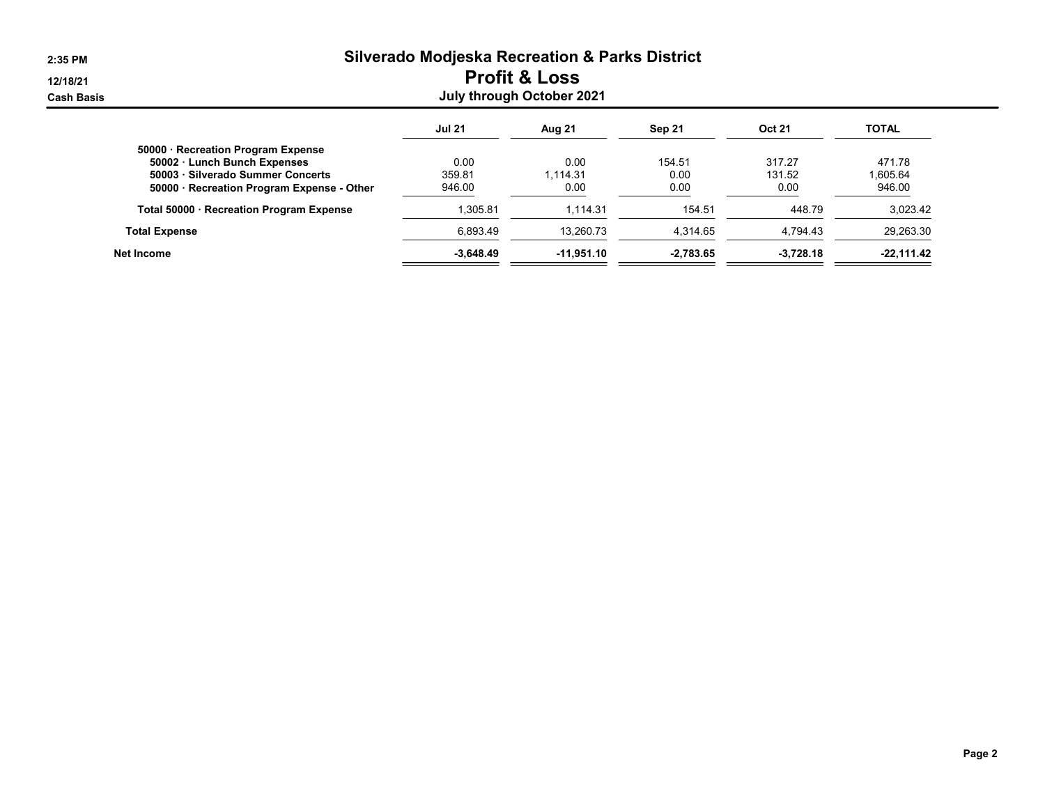# Silverado Modjeska Recreation & Parks District

## Profit & Loss

### July through October 2021

Cash Basis

| | Jul 21 | Aug 21 | Sep 21 | Oct 21 | TOTAL |
|---|---|---|---|---|---|
| **50000 · Recreation Program Expense** | | | | | |
| **50002 · Lunch Bunch Expenses** | 0.00 | 0.00 | 154.51 | 317.27 | 471.78 |
| **50003 · Silverado Summer Concerts** | 359.81 | 1,114.31 | 0.00 | 131.52 | 1,605.64 |
| **50000 · Recreation Program Expense - Other** | 946.00 | 0.00 | 0.00 | 0.00 | 946.00 |
| **Total 50000 · Recreation Program Expense** | 1,305.81 | 1,114.31 | 154.51 | 448.79 | 3,023.42 |
| **Total Expense** | 6,893.49 | 13,260.73 | 4,314.65 | 4,794.43 | 29,263.30 |
| **Net Income** | **-3,648.49** | **-11,951.10** | **-2,783.65** | **-3,728.18** | **-22,111.42** |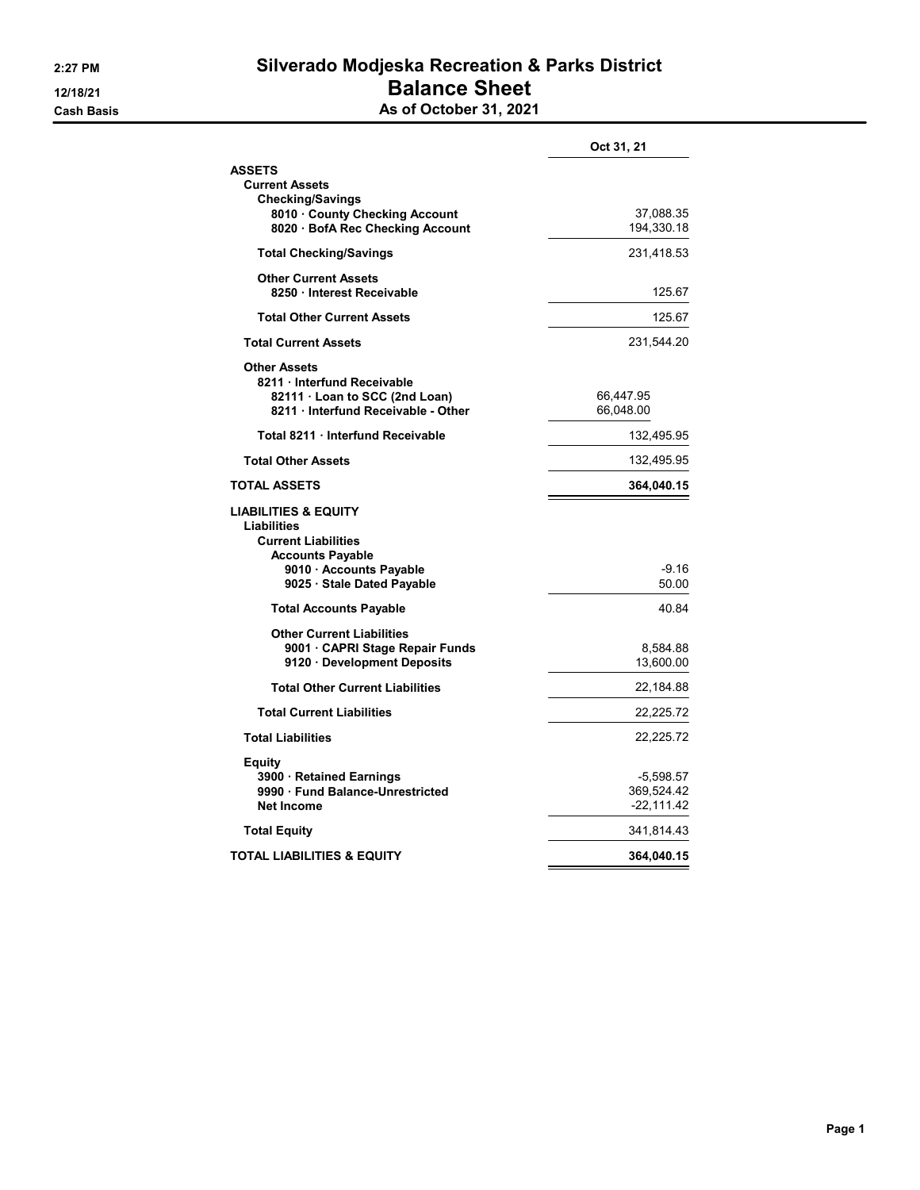# Silverado Modjeska Recreation & Parks District

## Balance Sheet

### As of October 31, 2021

2:27 PM
12/18/21
Cash Basis

| | | Oct 31, 21 |
|---|---|---|
| **ASSETS** | | |
| **Current Assets** | | |
| **Checking/Savings** | | |
| 8010 · County Checking Account | | 37,088.35 |
| 8020 · BofA Rec Checking Account | | 194,330.18 |
| **Total Checking/Savings** | | 231,418.53 |
| **Other Current Assets** | | |
| 8250 · Interest Receivable | | 125.67 |
| **Total Other Current Assets** | | 125.67 |
| **Total Current Assets** | | 231,544.20 |
| **Other Assets** | | |
| 8211 · Interfund Receivable | | |
| 82111 · Loan to SCC (2nd Loan) | 66,447.95 | |
| 8211 · Interfund Receivable - Other | 66,048.00 | |
| Total 8211 · Interfund Receivable | | 132,495.95 |
| **Total Other Assets** | | 132,495.95 |
| **TOTAL ASSETS** | | **364,040.15** |
| **LIABILITIES & EQUITY** | | |
| **Liabilities** | | |
| **Current Liabilities** | | |
| **Accounts Payable** | | |
| 9010 · Accounts Payable | | -9.16 |
| 9025 · Stale Dated Payable | | 50.00 |
| **Total Accounts Payable** | | 40.84 |
| **Other Current Liabilities** | | |
| 9001 · CAPRI Stage Repair Funds | | 8,584.88 |
| 9120 · Development Deposits | | 13,600.00 |
| **Total Other Current Liabilities** | | 22,184.88 |
| **Total Current Liabilities** | | 22,225.72 |
| **Total Liabilities** | | 22,225.72 |
| **Equity** | | |
| 3900 · Retained Earnings | | -5,598.57 |
| 9990 · Fund Balance-Unrestricted | | 369,524.42 |
| Net Income | | -22,111.42 |
| **Total Equity** | | 341,814.43 |
| **TOTAL LIABILITIES & EQUITY** | | **364,040.15** |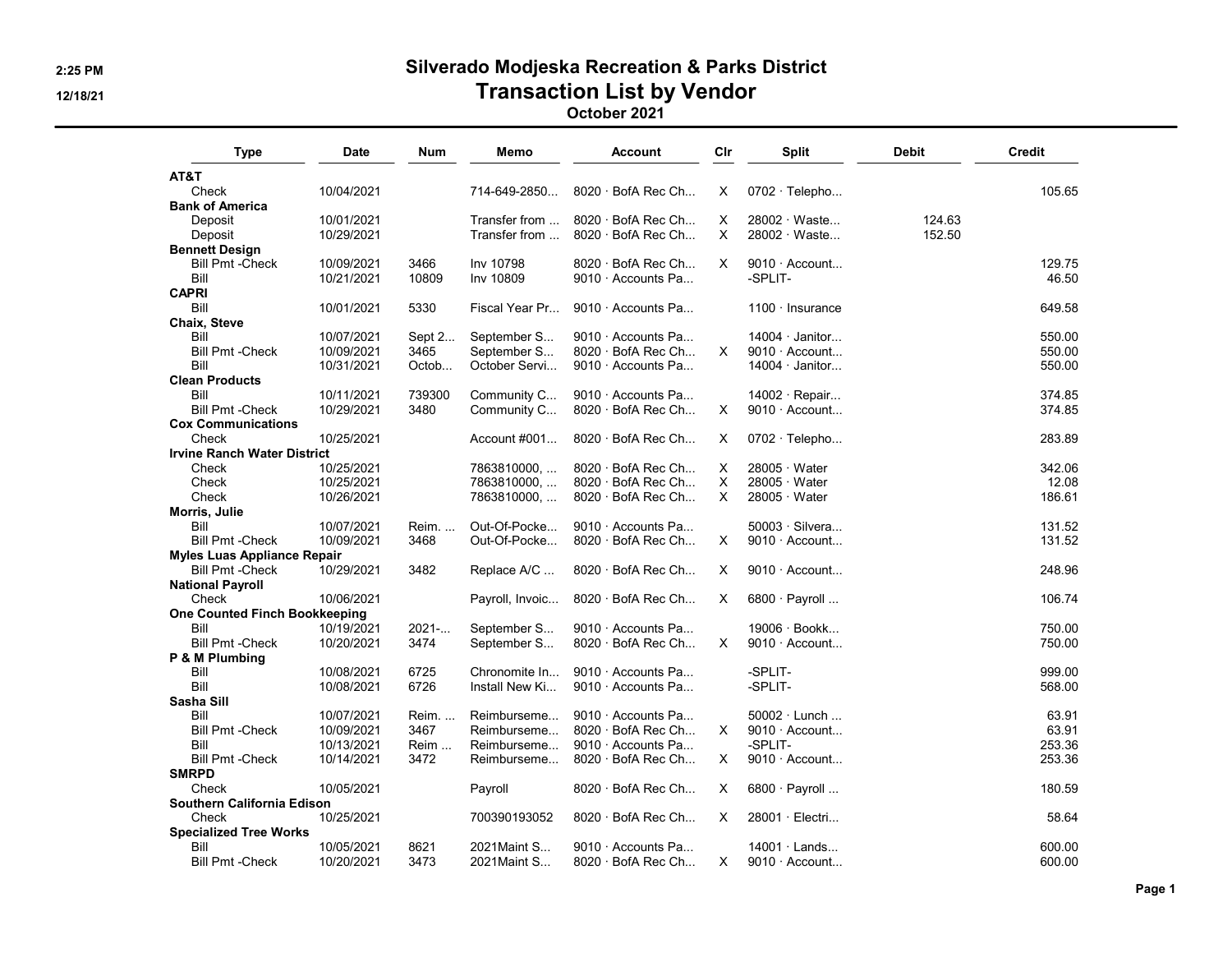# Silverado Modjeska Recreation & Parks District

## Transaction List by Vendor

### October 2021

| Type | Date | Num | Memo | Account | Clr | Split | Debit | Credit |
|---|---|---|---|---|---|---|---|---|
| **AT&T** | | | | | | | | |
| Check | 10/04/2021 | | 714-649-2850... | 8020 · BofA Rec Ch... | X | 0702 · Telepho... | | 105.65 |
| **Bank of America** | | | | | | | | |
| Deposit | 10/01/2021 | | Transfer from ... | 8020 · BofA Rec Ch... | X | 28002 · Waste... | 124.63 | |
| Deposit | 10/29/2021 | | Transfer from ... | 8020 · BofA Rec Ch... | X | 28002 · Waste... | 152.50 | |
| **Bennett Design** | | | | | | | | |
| Bill Pmt -Check | 10/09/2021 | 3466 | Inv 10798 | 8020 · BofA Rec Ch... | X | 9010 · Account... | | 129.75 |
| Bill | 10/21/2021 | 10809 | Inv 10809 | 9010 · Accounts Pa... | | -SPLIT- | | 46.50 |
| **CAPRI** | | | | | | | | |
| Bill | 10/01/2021 | 5330 | Fiscal Year Pr... | 9010 · Accounts Pa... | | 1100 · Insurance | | 649.58 |
| **Chaix, Steve** | | | | | | | | |
| Bill | 10/07/2021 | Sept 2... | September S... | 9010 · Accounts Pa... | | 14004 · Janitor... | | 550.00 |
| Bill Pmt -Check | 10/09/2021 | 3465 | September S... | 8020 · BofA Rec Ch... | X | 9010 · Account... | | 550.00 |
| Bill | 10/31/2021 | Octob... | October Servi... | 9010 · Accounts Pa... | | 14004 · Janitor... | | 550.00 |
| **Clean Products** | | | | | | | | |
| Bill | 10/11/2021 | 739300 | Community C... | 9010 · Accounts Pa... | | 14002 · Repair... | | 374.85 |
| Bill Pmt -Check | 10/29/2021 | 3480 | Community C... | 8020 · BofA Rec Ch... | X | 9010 · Account... | | 374.85 |
| **Cox Communications** | | | | | | | | |
| Check | 10/25/2021 | | Account #001... | 8020 · BofA Rec Ch... | X | 0702 · Telepho... | | 283.89 |
| **Irvine Ranch Water District** | | | | | | | | |
| Check | 10/25/2021 | | 7863810000, ... | 8020 · BofA Rec Ch... | X | 28005 · Water | | 342.06 |
| Check | 10/25/2021 | | 7863810000, ... | 8020 · BofA Rec Ch... | X | 28005 · Water | | 12.08 |
| Check | 10/26/2021 | | 7863810000, ... | 8020 · BofA Rec Ch... | X | 28005 · Water | | 186.61 |
| **Morris, Julie** | | | | | | | | |
| Bill | 10/07/2021 | Reim. ... | Out-Of-Pocke... | 9010 · Accounts Pa... | | 50003 · Silvera... | | 131.52 |
| Bill Pmt -Check | 10/09/2021 | 3468 | Out-Of-Pocke... | 8020 · BofA Rec Ch... | X | 9010 · Account... | | 131.52 |
| **Myles Luas Appliance Repair** | | | | | | | | |
| Bill Pmt -Check | 10/29/2021 | 3482 | Replace A/C ... | 8020 · BofA Rec Ch... | X | 9010 · Account... | | 248.96 |
| **National Payroll** | | | | | | | | |
| Check | 10/06/2021 | | Payroll, Invoic... | 8020 · BofA Rec Ch... | X | 6800 · Payroll ... | | 106.74 |
| **One Counted Finch Bookkeeping** | | | | | | | | |
| Bill | 10/19/2021 | 2021-... | September S... | 9010 · Accounts Pa... | | 19006 · Bookk... | | 750.00 |
| Bill Pmt -Check | 10/20/2021 | 3474 | September S... | 8020 · BofA Rec Ch... | X | 9010 · Account... | | 750.00 |
| **P & M Plumbing** | | | | | | | | |
| Bill | 10/08/2021 | 6725 | Chronomite In... | 9010 · Accounts Pa... | | -SPLIT- | | 999.00 |
| Bill | 10/08/2021 | 6726 | Install New Ki... | 9010 · Accounts Pa... | | -SPLIT- | | 568.00 |
| **Sasha Sill** | | | | | | | | |
| Bill | 10/07/2021 | Reim. ... | Reimburseme... | 9010 · Accounts Pa... | | 50002 · Lunch ... | | 63.91 |
| Bill Pmt -Check | 10/09/2021 | 3467 | Reimburseme... | 8020 · BofA Rec Ch... | X | 9010 · Account... | | 63.91 |
| Bill | 10/13/2021 | Reim ... | Reimburseme... | 9010 · Accounts Pa... | | -SPLIT- | | 253.36 |
| Bill Pmt -Check | 10/14/2021 | 3472 | Reimburseme... | 8020 · BofA Rec Ch... | X | 9010 · Account... | | 253.36 |
| **SMRPD** | | | | | | | | |
| Check | 10/05/2021 | | Payroll | 8020 · BofA Rec Ch... | X | 6800 · Payroll ... | | 180.59 |
| **Southern California Edison** | | | | | | | | |
| Check | 10/25/2021 | | 700390193052 | 8020 · BofA Rec Ch... | X | 28001 · Electri... | | 58.64 |
| **Specialized Tree Works** | | | | | | | | |
| Bill | 10/05/2021 | 8621 | 2021Maint S... | 9010 · Accounts Pa... | | 14001 · Lands... | | 600.00 |
| Bill Pmt -Check | 10/20/2021 | 3473 | 2021Maint S... | 8020 · BofA Rec Ch... | X | 9010 · Account... | | 600.00 |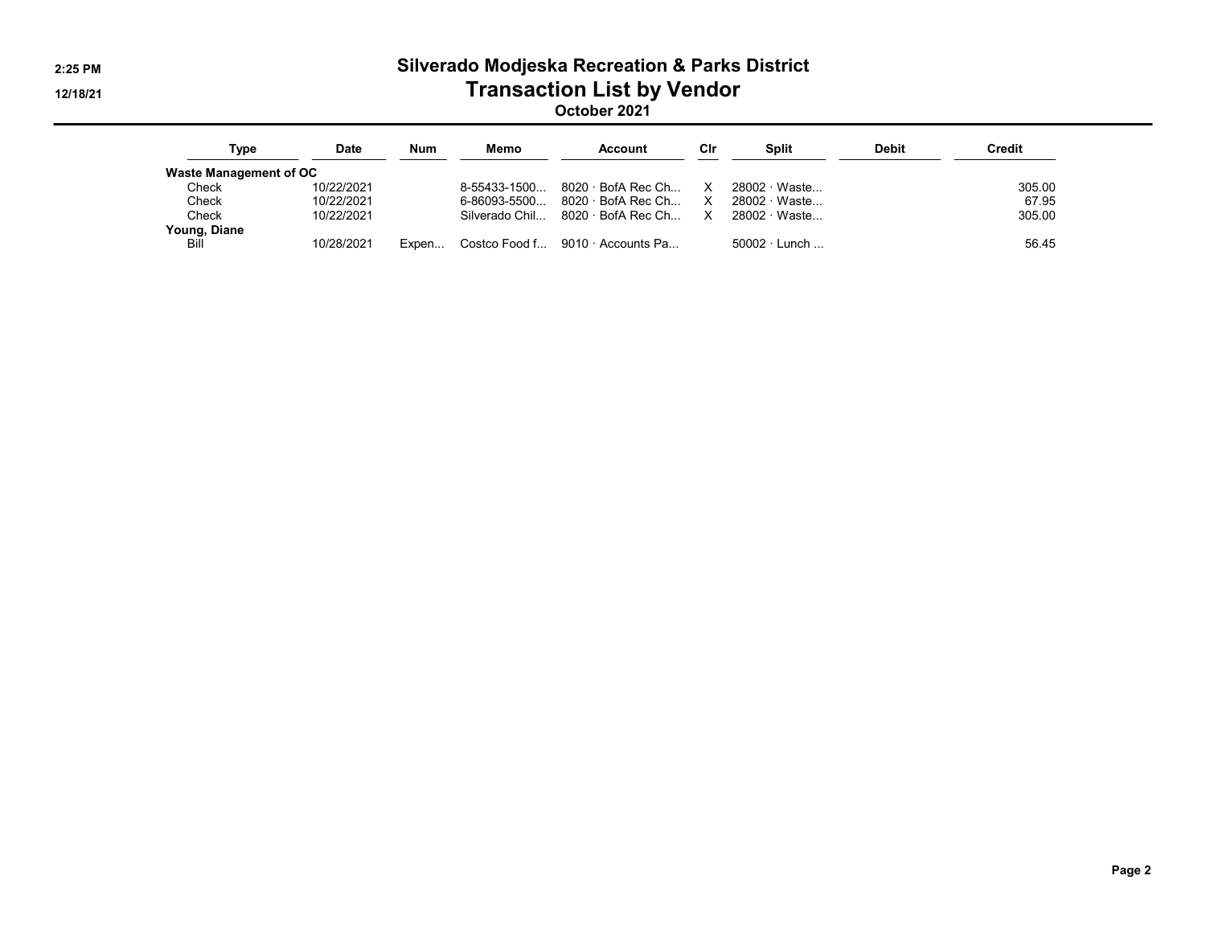# Silverado Modjeska Recreation & Parks District

## Transaction List by Vendor

### October 2021

| Type | Date | Num | Memo | Account | Clr | Split | Debit | Credit |
|---|---|---|---|---|---|---|---|---|
| **Waste Management of OC** | | | | | | | | |
| Check | 10/22/2021 | | 8-55433-1500... | 8020 · BofA Rec Ch... | X | 28002 · Waste... | | 305.00 |
| Check | 10/22/2021 | | 6-86093-5500... | 8020 · BofA Rec Ch... | X | 28002 · Waste... | | 67.95 |
| Check | 10/22/2021 | | Silverado Chil... | 8020 · BofA Rec Ch... | X | 28002 · Waste... | | 305.00 |
| **Young, Diane** | | | | | | | | |
| Bill | 10/28/2021 | Expen... | Costco Food f... | 9010 · Accounts Pa... | | 50002 · Lunch ... | | 56.45 |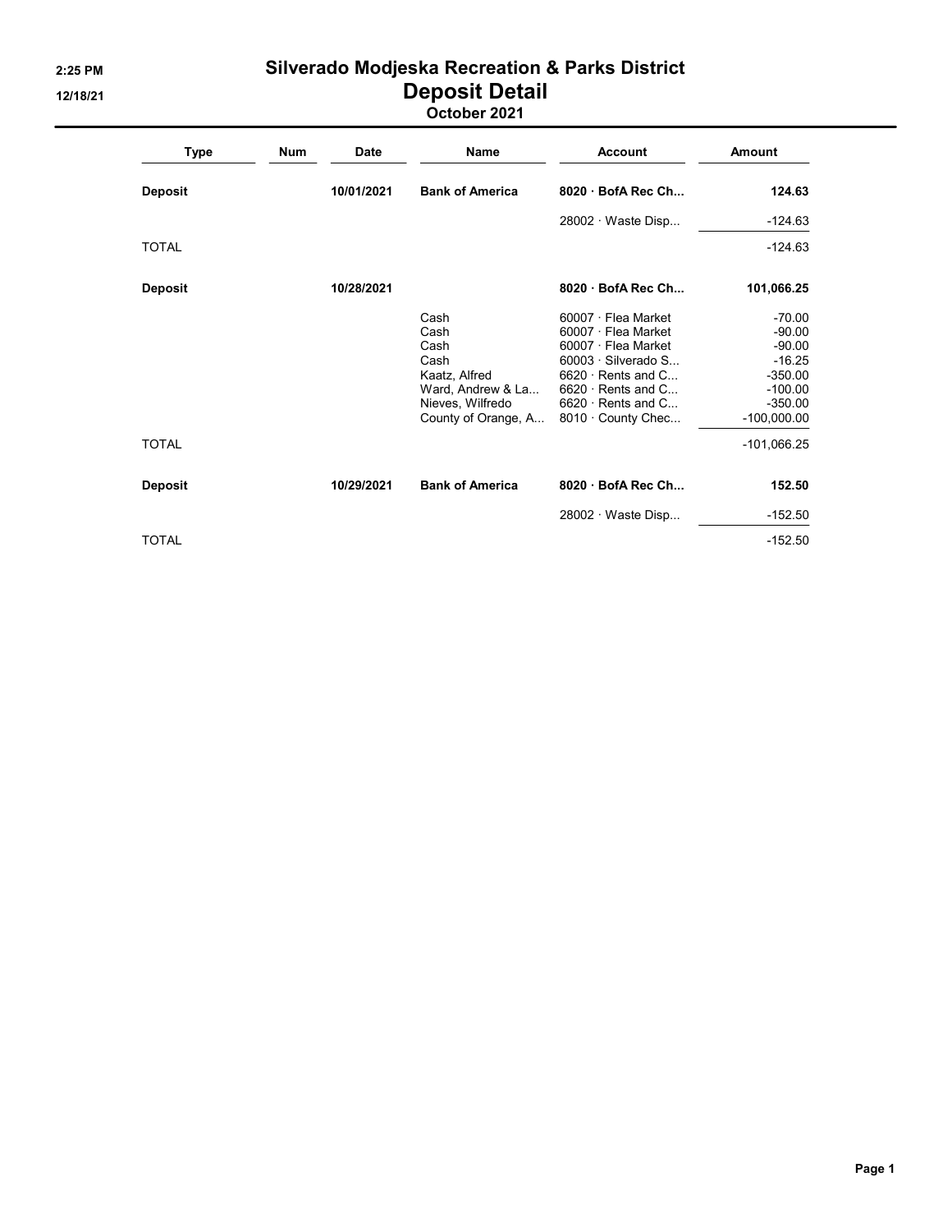# Silverado Modjeska Recreation & Parks District

## Deposit Detail

### October 2021

| Type | Num | Date | Name | Account | Amount |
|---|---|---|---|---|---|
| **Deposit** | | **10/01/2021** | **Bank of America** | **8020 · BofA Rec Ch...** | **124.63** |
| | | | | 28002 · Waste Disp... | -124.63 |
| TOTAL | | | | | -124.63 |
| **Deposit** | | **10/28/2021** | | **8020 · BofA Rec Ch...** | **101,066.25** |
| | | | Cash | 60007 · Flea Market | -70.00 |
| | | | Cash | 60007 · Flea Market | -90.00 |
| | | | Cash | 60007 · Flea Market | -90.00 |
| | | | Cash | 60003 · Silverado S... | -16.25 |
| | | | Kaatz, Alfred | 6620 · Rents and C... | -350.00 |
| | | | Ward, Andrew & La... | 6620 · Rents and C... | -100.00 |
| | | | Nieves, Wilfredo | 6620 · Rents and C... | -350.00 |
| | | | County of Orange, A... | 8010 · County Chec... | -100,000.00 |
| TOTAL | | | | | -101,066.25 |
| **Deposit** | | **10/29/2021** | **Bank of America** | **8020 · BofA Rec Ch...** | **152.50** |
| | | | | 28002 · Waste Disp... | -152.50 |
| TOTAL | | | | | -152.50 |